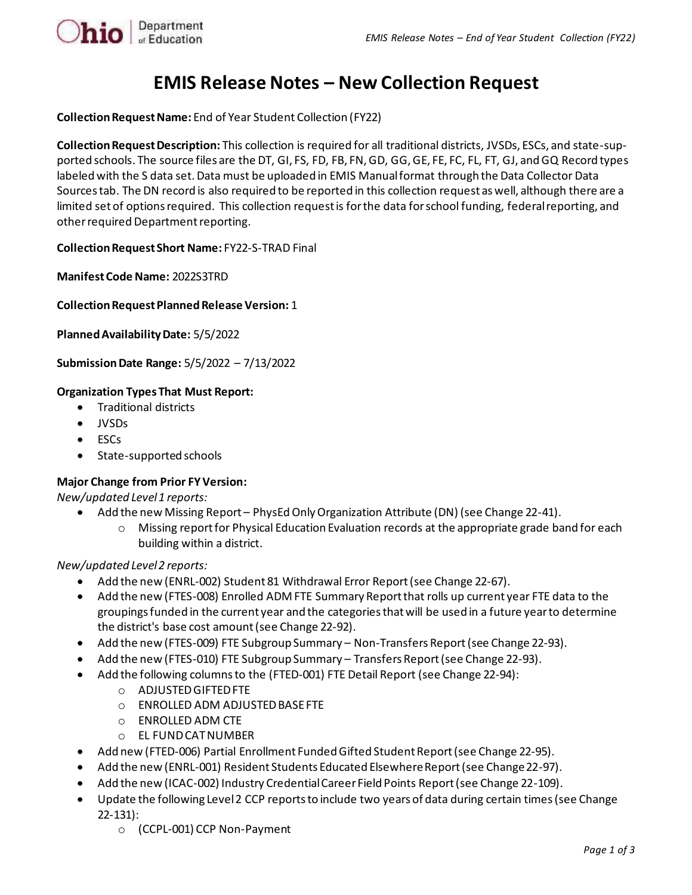# EMIS Release Notes – New Collection Request

**Collection Request Name:** End of Year Student Collection (FY22)

**Collection Request Description:** This collection is required for all traditional districts, JVSDs, ESCs, and state-supported schools. The source files are the DT, GI, FS, FD, FB, FN, GD, GG, GE, FE, FC, FL, FT, GJ, and GQ Record types labeled with the S data set. Data must be uploaded in EMIS Manual format through the Data Collector Data Sources tab. The DN record is also required to be reported in this collection request as well, although there are a limited set of options required. This collection request is for the data for school funding, federal reporting, and other required Department reporting.

**Collection Request Short Name:** FY22-S-TRAD Final

**Manifest Code Name:** 2022S3TRD

**Collection Request Planned Release Version:** 1

**Planned Availability Date:** 5/5/2022

**Submission Date Range:** 5/5/2022 – 7/13/2022

**Organization Types That Must Report:**

- Traditional districts
- JVSDs
- ESCs
- State-supported schools

**Major Change from Prior FY Version:**

*New/updated Level 1 reports:*

- Add the new Missing Report – PhysEd Only Organization Attribute (DN) (see Change 22-41).
  - Missing report for Physical Education Evaluation records at the appropriate grade band for each building within a district.

*New/updated Level 2 reports:*

- Add the new (ENRL-002) Student 81 Withdrawal Error Report (see Change 22-67).
- Add the new (FTES-008) Enrolled ADM FTE Summary Report that rolls up current year FTE data to the groupings funded in the current year and the categories that will be used in a future year to determine the district's base cost amount (see Change 22-92).
- Add the new (FTES-009) FTE Subgroup Summary – Non-Transfers Report (see Change 22-93).
- Add the new (FTES-010) FTE Subgroup Summary – Transfers Report (see Change 22-93).
- Add the following columns to the (FTED-001) FTE Detail Report (see Change 22-94):
  - ADJUSTED GIFTED FTE
  - ENROLLED ADM ADJUSTED BASE FTE
  - ENROLLED ADM CTE
  - EL FUND CAT NUMBER
- Add new (FTED-006) Partial Enrollment Funded Gifted Student Report (see Change 22-95).
- Add the new (ENRL-001) Resident Students Educated Elsewhere Report (see Change 22-97).
- Add the new (ICAC-002) Industry Credential Career Field Points Report (see Change 22-109).
- Update the following Level 2 CCP reports to include two years of data during certain times (see Change 22-131):
  - (CCPL-001) CCP Non-Payment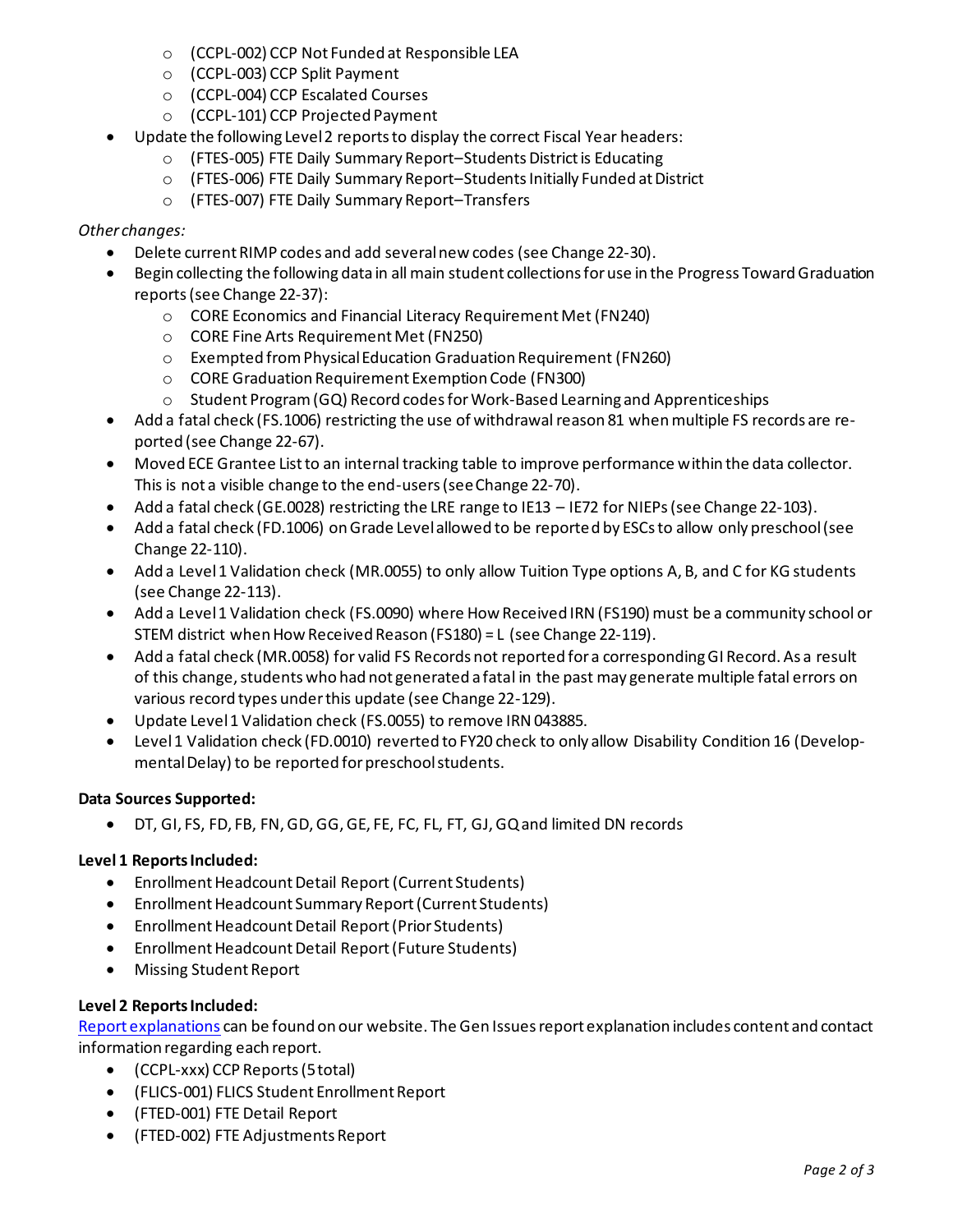- (CCPL-002) CCP Not Funded at Responsible LEA
    - (CCPL-003) CCP Split Payment
    - (CCPL-004) CCP Escalated Courses
    - (CCPL-101) CCP Projected Payment
- Update the following Level 2 reports to display the correct Fiscal Year headers:
    - (FTES-005) FTE Daily Summary Report–Students District is Educating
    - (FTES-006) FTE Daily Summary Report–Students Initially Funded at District
    - (FTES-007) FTE Daily Summary Report–Transfers

*Other changes:*

- Delete current RIMP codes and add several new codes (see Change 22-30).
- Begin collecting the following data in all main student collections for use in the Progress Toward Graduation reports (see Change 22-37):
    - CORE Economics and Financial Literacy Requirement Met (FN240)
    - CORE Fine Arts Requirement Met (FN250)
    - Exempted from Physical Education Graduation Requirement (FN260)
    - CORE Graduation Requirement Exemption Code (FN300)
    - Student Program (GQ) Record codes for Work-Based Learning and Apprenticeships
- Add a fatal check (FS.1006) restricting the use of withdrawal reason 81 when multiple FS records are reported (see Change 22-67).
- Moved ECE Grantee List to an internal tracking table to improve performance within the data collector. This is not a visible change to the end-users (see Change 22-70).
- Add a fatal check (GE.0028) restricting the LRE range to IE13 – IE72 for NIEPs (see Change 22-103).
- Add a fatal check (FD.1006) on Grade Level allowed to be reported by ESCs to allow only preschool (see Change 22-110).
- Add a Level 1 Validation check (MR.0055) to only allow Tuition Type options A, B, and C for KG students (see Change 22-113).
- Add a Level 1 Validation check (FS.0090) where How Received IRN (FS190) must be a community school or STEM district when How Received Reason (FS180) = L (see Change 22-119).
- Add a fatal check (MR.0058) for valid FS Records not reported for a corresponding GI Record. As a result of this change, students who had not generated a fatal in the past may generate multiple fatal errors on various record types under this update (see Change 22-129).
- Update Level 1 Validation check (FS.0055) to remove IRN 043885.
- Level 1 Validation check (FD.0010) reverted to FY20 check to only allow Disability Condition 16 (Developmental Delay) to be reported for preschool students.

**Data Sources Supported:**

- DT, GI, FS, FD, FB, FN, GD, GG, GE, FE, FC, FL, FT, GJ, GQ and limited DN records

**Level 1 Reports Included:**

- Enrollment Headcount Detail Report (Current Students)
- Enrollment Headcount Summary Report (Current Students)
- Enrollment Headcount Detail Report (Prior Students)
- Enrollment Headcount Detail Report (Future Students)
- Missing Student Report

**Level 2 Reports Included:**

Report explanations can be found on our website. The Gen Issues report explanation includes content and contact information regarding each report.

- (CCPL-xxx) CCP Reports (5 total)
- (FLICS-001) FLICS Student Enrollment Report
- (FTED-001) FTE Detail Report
- (FTED-002) FTE Adjustments Report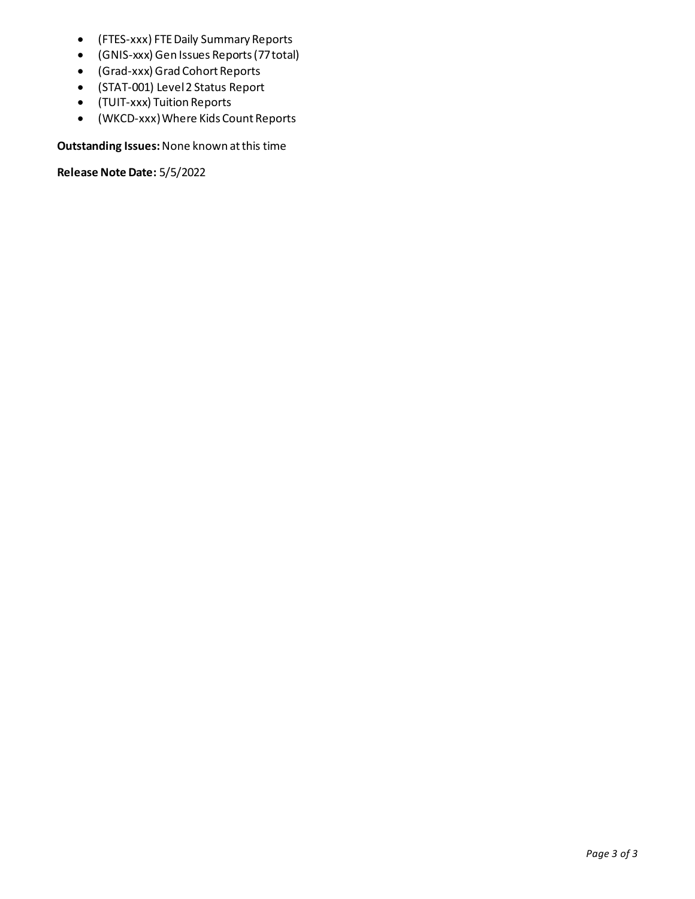- (FTES-xxx) FTE Daily Summary Reports
- (GNIS-xxx) Gen Issues Reports (77 total)
- (Grad-xxx) Grad Cohort Reports
- (STAT-001) Level 2 Status Report
- (TUIT-xxx) Tuition Reports
- (WKCD-xxx) Where Kids Count Reports

**Outstanding Issues:** None known at this time

**Release Note Date:** 5/5/2022